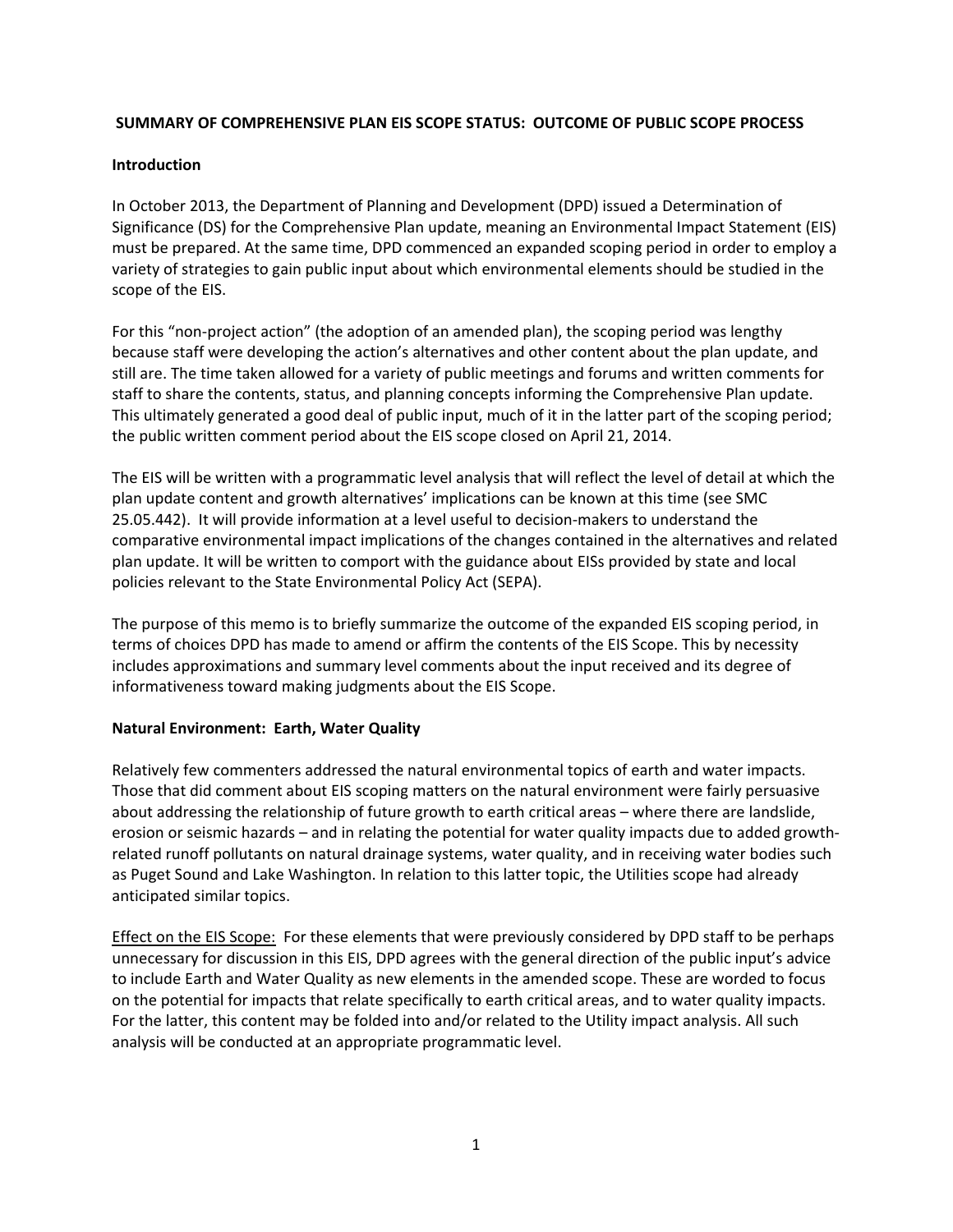**SUMMARY OF COMPREHENSIVE PLAN EIS SCOPE STATUS: OUTCOME OF PUBLIC SCOPE PROCESS**

**Introduction**

In October 2013, the Department of Planning and Development (DPD) issued a Determination of Significance (DS) for the Comprehensive Plan update, meaning an Environmental Impact Statement (EIS) must be prepared. At the same time, DPD commenced an expanded scoping period in order to employ a variety of strategies to gain public input about which environmental elements should be studied in the scope of the EIS.

For this "non-project action" (the adoption of an amended plan), the scoping period was lengthy because staff were developing the action's alternatives and other content about the plan update, and still are. The time taken allowed for a variety of public meetings and forums and written comments for staff to share the contents, status, and planning concepts informing the Comprehensive Plan update. This ultimately generated a good deal of public input, much of it in the latter part of the scoping period; the public written comment period about the EIS scope closed on April 21, 2014.

The EIS will be written with a programmatic level analysis that will reflect the level of detail at which the plan update content and growth alternatives' implications can be known at this time (see SMC 25.05.442). It will provide information at a level useful to decision-makers to understand the comparative environmental impact implications of the changes contained in the alternatives and related plan update. It will be written to comport with the guidance about EISs provided by state and local policies relevant to the State Environmental Policy Act (SEPA).

The purpose of this memo is to briefly summarize the outcome of the expanded EIS scoping period, in terms of choices DPD has made to amend or affirm the contents of the EIS Scope. This by necessity includes approximations and summary level comments about the input received and its degree of informativeness toward making judgments about the EIS Scope.

**Natural Environment: Earth, Water Quality**

Relatively few commenters addressed the natural environmental topics of earth and water impacts. Those that did comment about EIS scoping matters on the natural environment were fairly persuasive about addressing the relationship of future growth to earth critical areas – where there are landslide, erosion or seismic hazards – and in relating the potential for water quality impacts due to added growth-related runoff pollutants on natural drainage systems, water quality, and in receiving water bodies such as Puget Sound and Lake Washington. In relation to this latter topic, the Utilities scope had already anticipated similar topics.

<u>Effect on the EIS Scope:</u> For these elements that were previously considered by DPD staff to be perhaps unnecessary for discussion in this EIS, DPD agrees with the general direction of the public input's advice to include Earth and Water Quality as new elements in the amended scope. These are worded to focus on the potential for impacts that relate specifically to earth critical areas, and to water quality impacts. For the latter, this content may be folded into and/or related to the Utility impact analysis. All such analysis will be conducted at an appropriate programmatic level.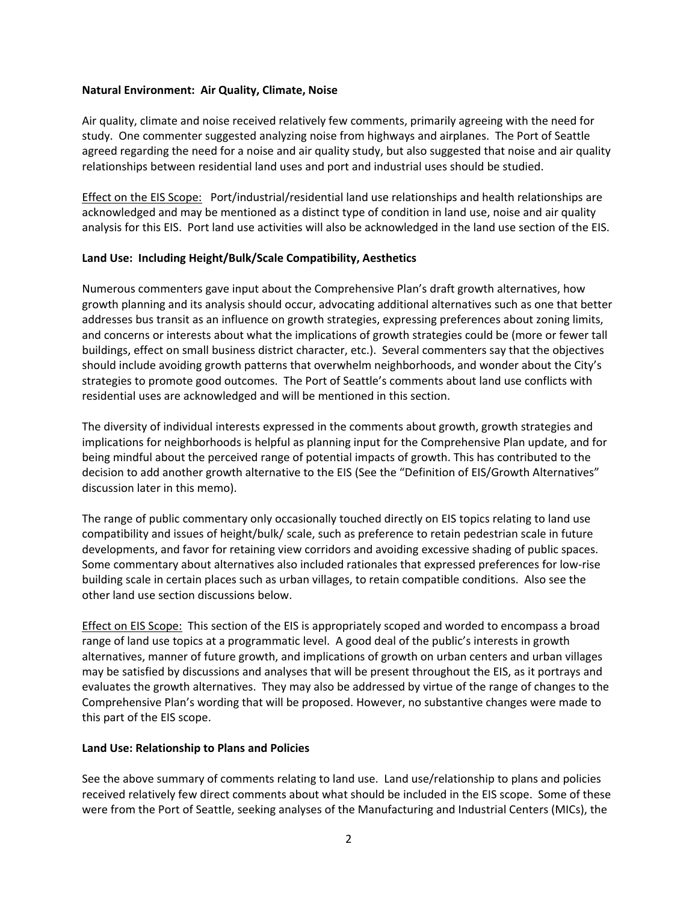**Natural Environment: Air Quality, Climate, Noise**

Air quality, climate and noise received relatively few comments, primarily agreeing with the need for study. One commenter suggested analyzing noise from highways and airplanes. The Port of Seattle agreed regarding the need for a noise and air quality study, but also suggested that noise and air quality relationships between residential land uses and port and industrial uses should be studied.

Effect on the EIS Scope: Port/industrial/residential land use relationships and health relationships are acknowledged and may be mentioned as a distinct type of condition in land use, noise and air quality analysis for this EIS. Port land use activities will also be acknowledged in the land use section of the EIS.

**Land Use: Including Height/Bulk/Scale Compatibility, Aesthetics**

Numerous commenters gave input about the Comprehensive Plan's draft growth alternatives, how growth planning and its analysis should occur, advocating additional alternatives such as one that better addresses bus transit as an influence on growth strategies, expressing preferences about zoning limits, and concerns or interests about what the implications of growth strategies could be (more or fewer tall buildings, effect on small business district character, etc.). Several commenters say that the objectives should include avoiding growth patterns that overwhelm neighborhoods, and wonder about the City's strategies to promote good outcomes. The Port of Seattle's comments about land use conflicts with residential uses are acknowledged and will be mentioned in this section.

The diversity of individual interests expressed in the comments about growth, growth strategies and implications for neighborhoods is helpful as planning input for the Comprehensive Plan update, and for being mindful about the perceived range of potential impacts of growth. This has contributed to the decision to add another growth alternative to the EIS (See the "Definition of EIS/Growth Alternatives" discussion later in this memo).

The range of public commentary only occasionally touched directly on EIS topics relating to land use compatibility and issues of height/bulk/ scale, such as preference to retain pedestrian scale in future developments, and favor for retaining view corridors and avoiding excessive shading of public spaces. Some commentary about alternatives also included rationales that expressed preferences for low-rise building scale in certain places such as urban villages, to retain compatible conditions. Also see the other land use section discussions below.

Effect on EIS Scope: This section of the EIS is appropriately scoped and worded to encompass a broad range of land use topics at a programmatic level. A good deal of the public's interests in growth alternatives, manner of future growth, and implications of growth on urban centers and urban villages may be satisfied by discussions and analyses that will be present throughout the EIS, as it portrays and evaluates the growth alternatives. They may also be addressed by virtue of the range of changes to the Comprehensive Plan's wording that will be proposed. However, no substantive changes were made to this part of the EIS scope.

**Land Use: Relationship to Plans and Policies**

See the above summary of comments relating to land use. Land use/relationship to plans and policies received relatively few direct comments about what should be included in the EIS scope. Some of these were from the Port of Seattle, seeking analyses of the Manufacturing and Industrial Centers (MICs), the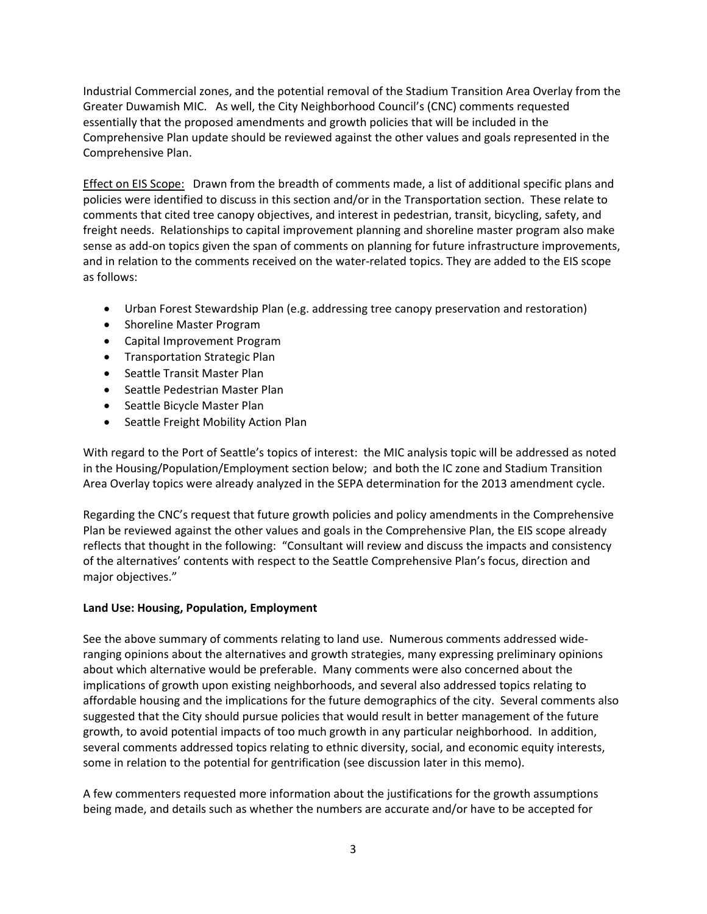Industrial Commercial zones, and the potential removal of the Stadium Transition Area Overlay from the Greater Duwamish MIC. As well, the City Neighborhood Council's (CNC) comments requested essentially that the proposed amendments and growth policies that will be included in the Comprehensive Plan update should be reviewed against the other values and goals represented in the Comprehensive Plan.

<u>Effect on EIS Scope:</u> Drawn from the breadth of comments made, a list of additional specific plans and policies were identified to discuss in this section and/or in the Transportation section. These relate to comments that cited tree canopy objectives, and interest in pedestrian, transit, bicycling, safety, and freight needs. Relationships to capital improvement planning and shoreline master program also make sense as add-on topics given the span of comments on planning for future infrastructure improvements, and in relation to the comments received on the water-related topics. They are added to the EIS scope as follows:

- Urban Forest Stewardship Plan (e.g. addressing tree canopy preservation and restoration)
- Shoreline Master Program
- Capital Improvement Program
- Transportation Strategic Plan
- Seattle Transit Master Plan
- Seattle Pedestrian Master Plan
- Seattle Bicycle Master Plan
- Seattle Freight Mobility Action Plan

With regard to the Port of Seattle's topics of interest: the MIC analysis topic will be addressed as noted in the Housing/Population/Employment section below; and both the IC zone and Stadium Transition Area Overlay topics were already analyzed in the SEPA determination for the 2013 amendment cycle.

Regarding the CNC's request that future growth policies and policy amendments in the Comprehensive Plan be reviewed against the other values and goals in the Comprehensive Plan, the EIS scope already reflects that thought in the following: "Consultant will review and discuss the impacts and consistency of the alternatives' contents with respect to the Seattle Comprehensive Plan's focus, direction and major objectives."

**Land Use: Housing, Population, Employment**

See the above summary of comments relating to land use. Numerous comments addressed wide-ranging opinions about the alternatives and growth strategies, many expressing preliminary opinions about which alternative would be preferable. Many comments were also concerned about the implications of growth upon existing neighborhoods, and several also addressed topics relating to affordable housing and the implications for the future demographics of the city. Several comments also suggested that the City should pursue policies that would result in better management of the future growth, to avoid potential impacts of too much growth in any particular neighborhood. In addition, several comments addressed topics relating to ethnic diversity, social, and economic equity interests, some in relation to the potential for gentrification (see discussion later in this memo).

A few commenters requested more information about the justifications for the growth assumptions being made, and details such as whether the numbers are accurate and/or have to be accepted for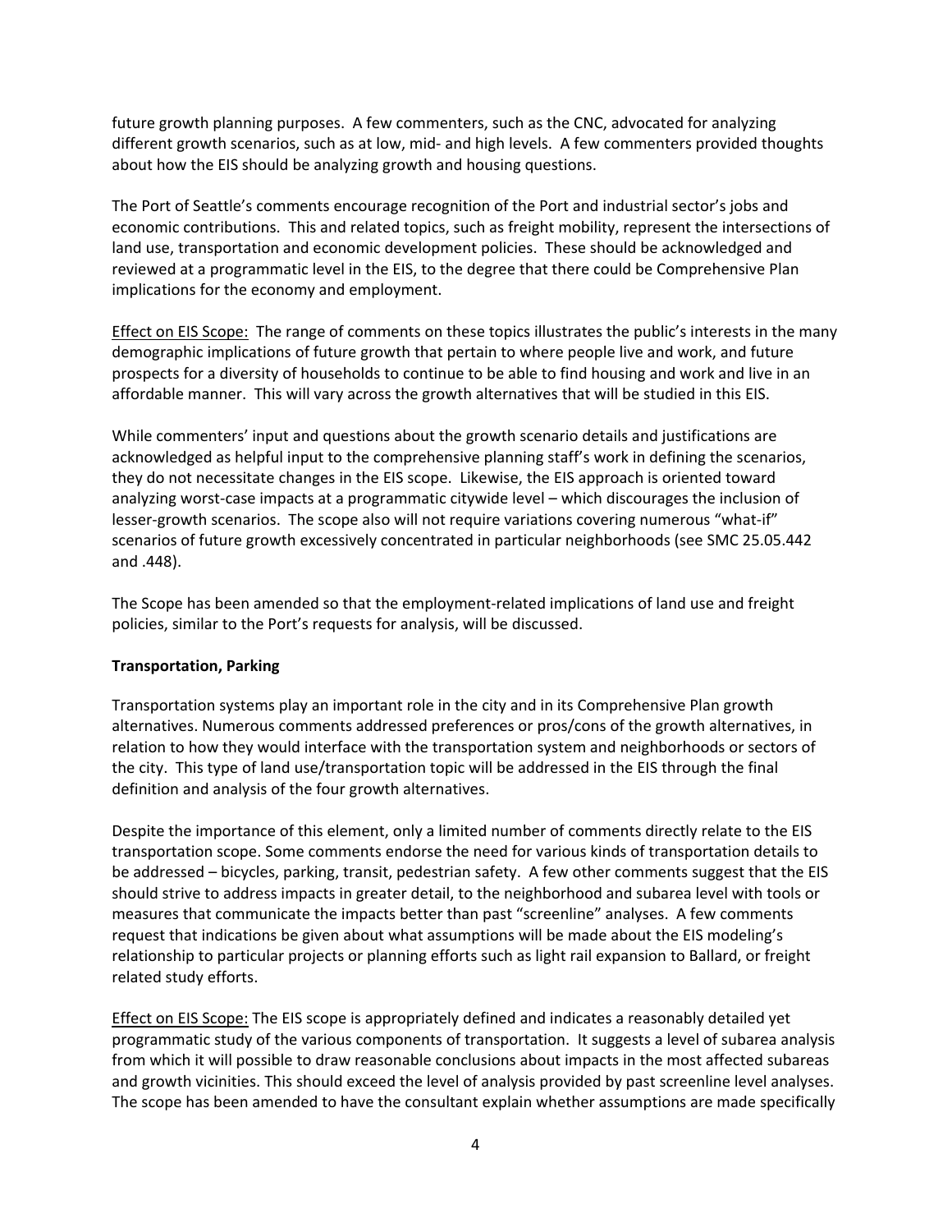future growth planning purposes. A few commenters, such as the CNC, advocated for analyzing different growth scenarios, such as at low, mid- and high levels. A few commenters provided thoughts about how the EIS should be analyzing growth and housing questions.

The Port of Seattle's comments encourage recognition of the Port and industrial sector's jobs and economic contributions. This and related topics, such as freight mobility, represent the intersections of land use, transportation and economic development policies. These should be acknowledged and reviewed at a programmatic level in the EIS, to the degree that there could be Comprehensive Plan implications for the economy and employment.

Effect on EIS Scope: The range of comments on these topics illustrates the public's interests in the many demographic implications of future growth that pertain to where people live and work, and future prospects for a diversity of households to continue to be able to find housing and work and live in an affordable manner. This will vary across the growth alternatives that will be studied in this EIS.

While commenters' input and questions about the growth scenario details and justifications are acknowledged as helpful input to the comprehensive planning staff's work in defining the scenarios, they do not necessitate changes in the EIS scope. Likewise, the EIS approach is oriented toward analyzing worst-case impacts at a programmatic citywide level – which discourages the inclusion of lesser-growth scenarios. The scope also will not require variations covering numerous "what-if" scenarios of future growth excessively concentrated in particular neighborhoods (see SMC 25.05.442 and .448).

The Scope has been amended so that the employment-related implications of land use and freight policies, similar to the Port's requests for analysis, will be discussed.

**Transportation, Parking**

Transportation systems play an important role in the city and in its Comprehensive Plan growth alternatives. Numerous comments addressed preferences or pros/cons of the growth alternatives, in relation to how they would interface with the transportation system and neighborhoods or sectors of the city. This type of land use/transportation topic will be addressed in the EIS through the final definition and analysis of the four growth alternatives.

Despite the importance of this element, only a limited number of comments directly relate to the EIS transportation scope. Some comments endorse the need for various kinds of transportation details to be addressed – bicycles, parking, transit, pedestrian safety. A few other comments suggest that the EIS should strive to address impacts in greater detail, to the neighborhood and subarea level with tools or measures that communicate the impacts better than past "screenline" analyses. A few comments request that indications be given about what assumptions will be made about the EIS modeling's relationship to particular projects or planning efforts such as light rail expansion to Ballard, or freight related study efforts.

Effect on EIS Scope: The EIS scope is appropriately defined and indicates a reasonably detailed yet programmatic study of the various components of transportation. It suggests a level of subarea analysis from which it will possible to draw reasonable conclusions about impacts in the most affected subareas and growth vicinities. This should exceed the level of analysis provided by past screenline level analyses. The scope has been amended to have the consultant explain whether assumptions are made specifically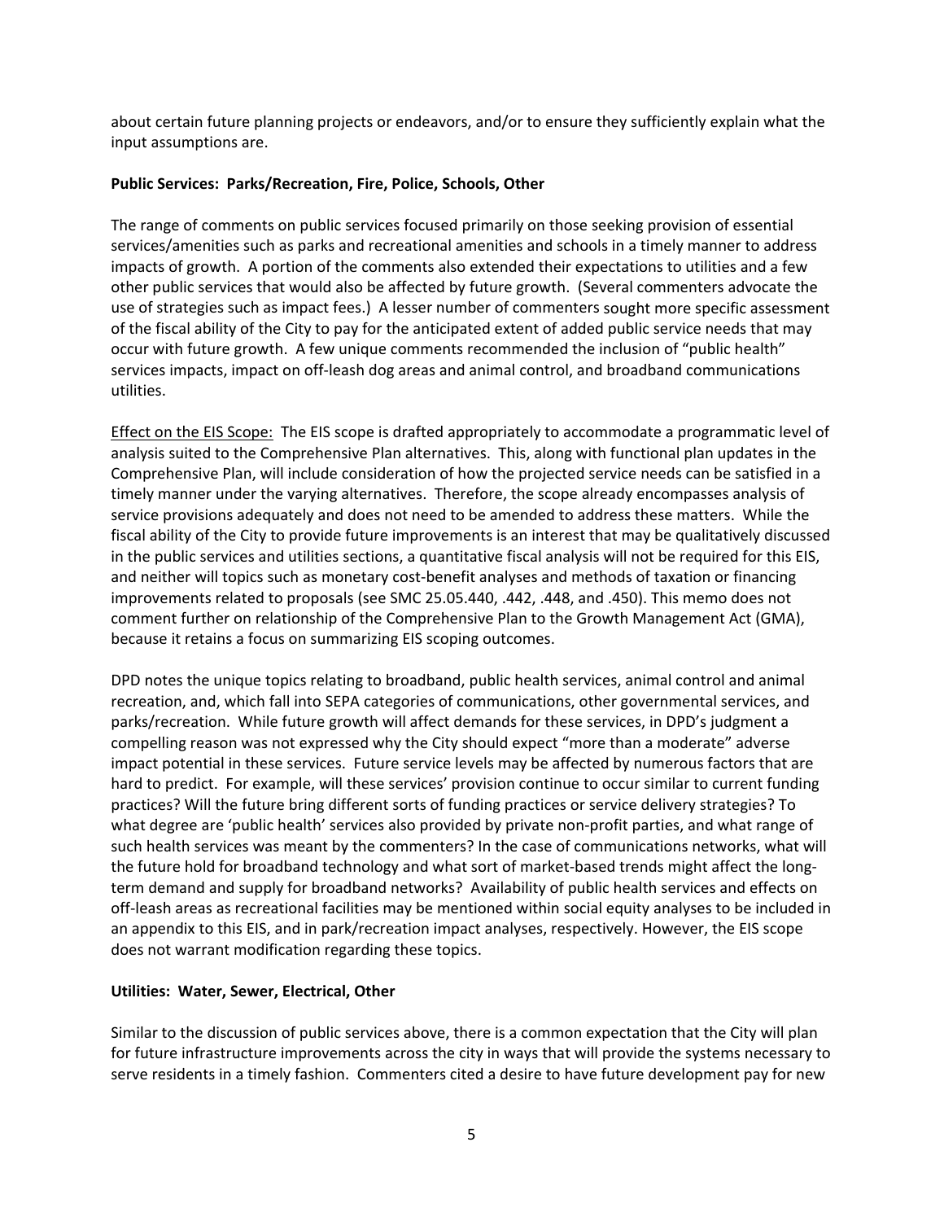about certain future planning projects or endeavors, and/or to ensure they sufficiently explain what the input assumptions are.

**Public Services: Parks/Recreation, Fire, Police, Schools, Other**

The range of comments on public services focused primarily on those seeking provision of essential services/amenities such as parks and recreational amenities and schools in a timely manner to address impacts of growth. A portion of the comments also extended their expectations to utilities and a few other public services that would also be affected by future growth. (Several commenters advocate the use of strategies such as impact fees.) A lesser number of commenters sought more specific assessment of the fiscal ability of the City to pay for the anticipated extent of added public service needs that may occur with future growth. A few unique comments recommended the inclusion of "public health" services impacts, impact on off-leash dog areas and animal control, and broadband communications utilities.

<u>Effect on the EIS Scope:</u> The EIS scope is drafted appropriately to accommodate a programmatic level of analysis suited to the Comprehensive Plan alternatives. This, along with functional plan updates in the Comprehensive Plan, will include consideration of how the projected service needs can be satisfied in a timely manner under the varying alternatives. Therefore, the scope already encompasses analysis of service provisions adequately and does not need to be amended to address these matters. While the fiscal ability of the City to provide future improvements is an interest that may be qualitatively discussed in the public services and utilities sections, a quantitative fiscal analysis will not be required for this EIS, and neither will topics such as monetary cost-benefit analyses and methods of taxation or financing improvements related to proposals (see SMC 25.05.440, .442, .448, and .450). This memo does not comment further on relationship of the Comprehensive Plan to the Growth Management Act (GMA), because it retains a focus on summarizing EIS scoping outcomes.

DPD notes the unique topics relating to broadband, public health services, animal control and animal recreation, and, which fall into SEPA categories of communications, other governmental services, and parks/recreation. While future growth will affect demands for these services, in DPD's judgment a compelling reason was not expressed why the City should expect "more than a moderate" adverse impact potential in these services. Future service levels may be affected by numerous factors that are hard to predict. For example, will these services' provision continue to occur similar to current funding practices? Will the future bring different sorts of funding practices or service delivery strategies? To what degree are 'public health' services also provided by private non-profit parties, and what range of such health services was meant by the commenters? In the case of communications networks, what will the future hold for broadband technology and what sort of market-based trends might affect the long-term demand and supply for broadband networks? Availability of public health services and effects on off-leash areas as recreational facilities may be mentioned within social equity analyses to be included in an appendix to this EIS, and in park/recreation impact analyses, respectively. However, the EIS scope does not warrant modification regarding these topics.

**Utilities: Water, Sewer, Electrical, Other**

Similar to the discussion of public services above, there is a common expectation that the City will plan for future infrastructure improvements across the city in ways that will provide the systems necessary to serve residents in a timely fashion. Commenters cited a desire to have future development pay for new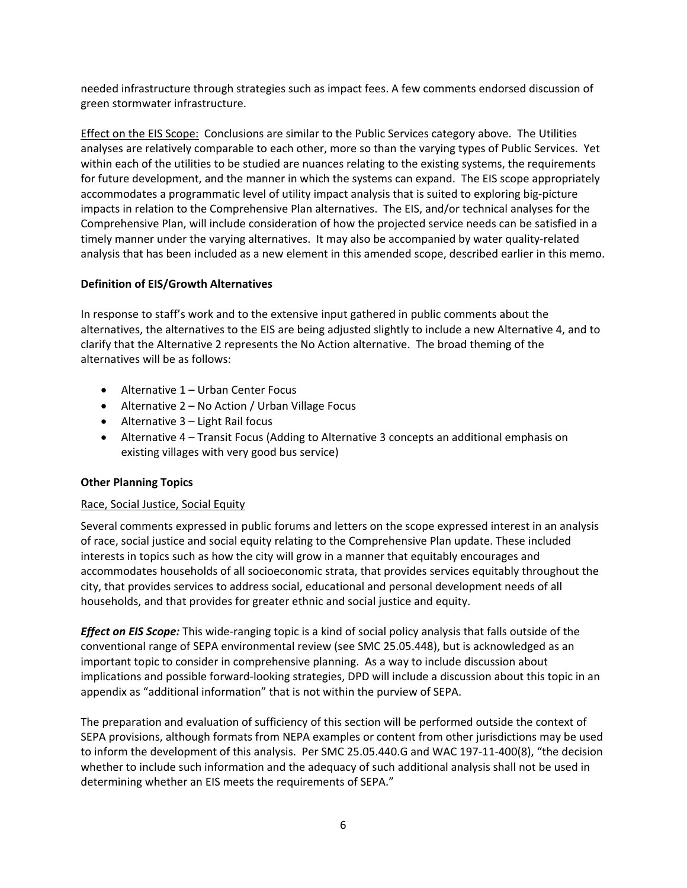needed infrastructure through strategies such as impact fees. A few comments endorsed discussion of green stormwater infrastructure.

Effect on the EIS Scope: Conclusions are similar to the Public Services category above. The Utilities analyses are relatively comparable to each other, more so than the varying types of Public Services. Yet within each of the utilities to be studied are nuances relating to the existing systems, the requirements for future development, and the manner in which the systems can expand. The EIS scope appropriately accommodates a programmatic level of utility impact analysis that is suited to exploring big-picture impacts in relation to the Comprehensive Plan alternatives. The EIS, and/or technical analyses for the Comprehensive Plan, will include consideration of how the projected service needs can be satisfied in a timely manner under the varying alternatives. It may also be accompanied by water quality-related analysis that has been included as a new element in this amended scope, described earlier in this memo.

**Definition of EIS/Growth Alternatives**

In response to staff's work and to the extensive input gathered in public comments about the alternatives, the alternatives to the EIS are being adjusted slightly to include a new Alternative 4, and to clarify that the Alternative 2 represents the No Action alternative. The broad theming of the alternatives will be as follows:

- Alternative 1 – Urban Center Focus
- Alternative 2 – No Action / Urban Village Focus
- Alternative 3 – Light Rail focus
- Alternative 4 – Transit Focus (Adding to Alternative 3 concepts an additional emphasis on existing villages with very good bus service)

**Other Planning Topics**

Race, Social Justice, Social Equity

Several comments expressed in public forums and letters on the scope expressed interest in an analysis of race, social justice and social equity relating to the Comprehensive Plan update. These included interests in topics such as how the city will grow in a manner that equitably encourages and accommodates households of all socioeconomic strata, that provides services equitably throughout the city, that provides services to address social, educational and personal development needs of all households, and that provides for greater ethnic and social justice and equity.

***Effect on EIS Scope:*** This wide-ranging topic is a kind of social policy analysis that falls outside of the conventional range of SEPA environmental review (see SMC 25.05.448), but is acknowledged as an important topic to consider in comprehensive planning. As a way to include discussion about implications and possible forward-looking strategies, DPD will include a discussion about this topic in an appendix as "additional information" that is not within the purview of SEPA.

The preparation and evaluation of sufficiency of this section will be performed outside the context of SEPA provisions, although formats from NEPA examples or content from other jurisdictions may be used to inform the development of this analysis. Per SMC 25.05.440.G and WAC 197-11-400(8), "the decision whether to include such information and the adequacy of such additional analysis shall not be used in determining whether an EIS meets the requirements of SEPA."